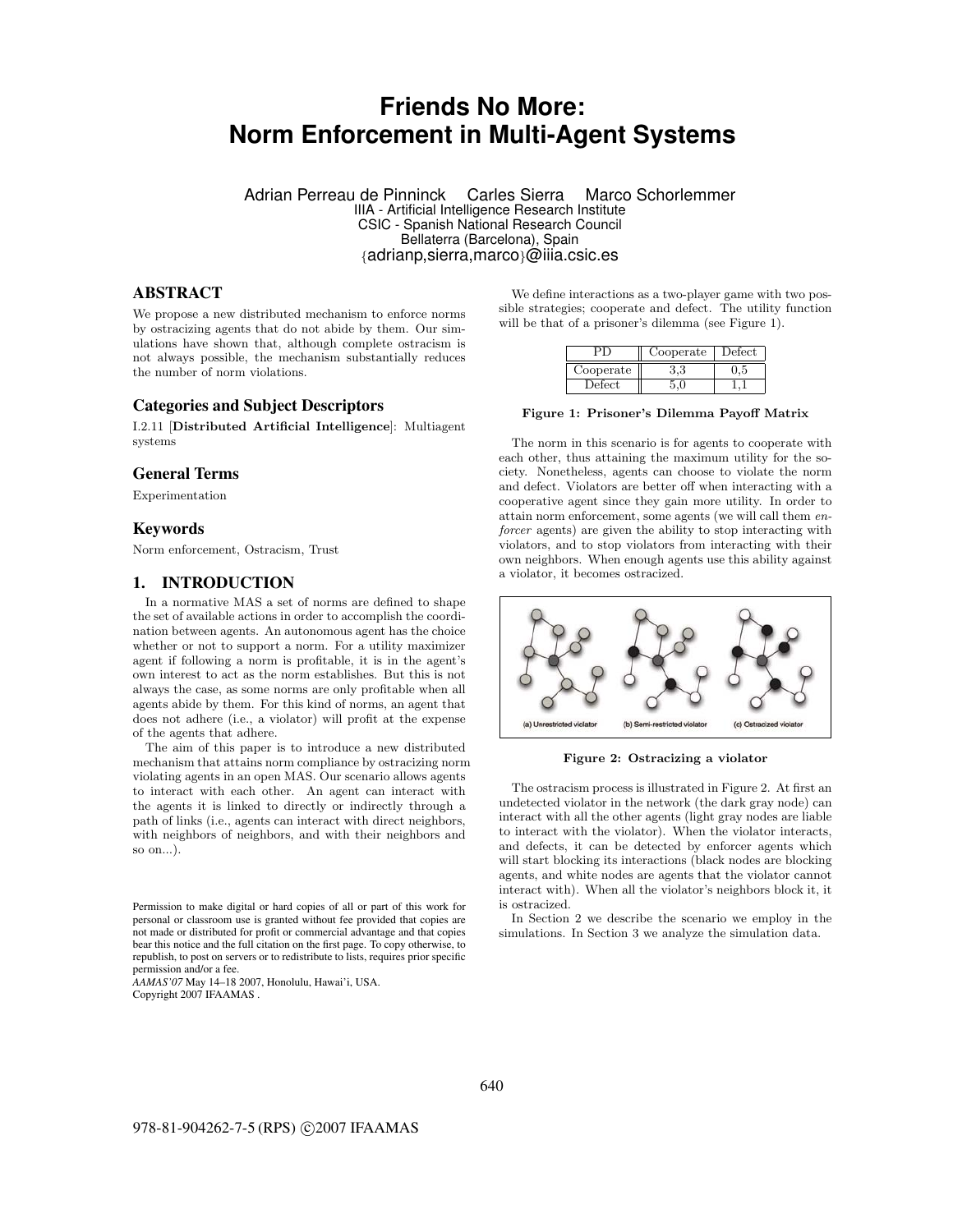# Friends No More: Norm Enforcement in Multi-Agent Systems

Adrian Perreau de Pinninck Carles Sierra Marco Schorlemmer
IIIA - Artificial Intelligence Research Institute
CSIC - Spanish National Research Council
Bellaterra (Barcelona), Spain
{adrianp,sierra,marco}@iiia.csic.es

## ABSTRACT

We propose a new distributed mechanism to enforce norms by ostracizing agents that do not abide by them. Our simulations have shown that, although complete ostracism is not always possible, the mechanism substantially reduces the number of norm violations.

## Categories and Subject Descriptors

I.2.11 [**Distributed Artificial Intelligence**]: Multiagent systems

## General Terms

Experimentation

## Keywords

Norm enforcement, Ostracism, Trust

## 1. INTRODUCTION

In a normative MAS a set of norms are defined to shape the set of available actions in order to accomplish the coordination between agents. An autonomous agent has the choice whether or not to support a norm. For a utility maximizer agent if following a norm is profitable, it is in the agent's own interest to act as the norm establishes. But this is not always the case, as some norms are only profitable when all agents abide by them. For this kind of norms, an agent that does not adhere (i.e., a violator) will profit at the expense of the agents that adhere.

The aim of this paper is to introduce a new distributed mechanism that attains norm compliance by ostracizing norm violating agents in an open MAS. Our scenario allows agents to interact with each other. An agent can interact with the agents it is linked to directly or indirectly through a path of links (i.e., agents can interact with direct neighbors, with neighbors of neighbors, and with their neighbors and so on...).

Permission to make digital or hard copies of all or part of this work for personal or classroom use is granted without fee provided that copies are not made or distributed for profit or commercial advantage and that copies bear this notice and the full citation on the first page. To copy otherwise, to republish, to post on servers or to redistribute to lists, requires prior specific permission and/or a fee.
*AAMAS'07* May 14–18 2007, Honolulu, Hawai'i, USA.
Copyright 2007 IFAAMAS .

We define interactions as a two-player game with two possible strategies; cooperate and defect. The utility function will be that of a prisoner's dilemma (see Figure 1).

| PD | Cooperate | Defect |
|---|---|---|
| Cooperate | 3,3 | 0,5 |
| Defect | 5,0 | 1,1 |

**Figure 1: Prisoner's Dilemma Payoff Matrix**

The norm in this scenario is for agents to cooperate with each other, thus attaining the maximum utility for the society. Nonetheless, agents can choose to violate the norm and defect. Violators are better off when interacting with a cooperative agent since they gain more utility. In order to attain norm enforcement, some agents (we will call them *enforcer* agents) are given the ability to stop interacting with violators, and to stop violators from interacting with their own neighbors. When enough agents use this ability against a violator, it becomes ostracized.

(a) Unrestricted violator
(b) Semi-restricted violator
(c) Ostracized violator

**Figure 2: Ostracizing a violator**

The ostracism process is illustrated in Figure 2. At first an undetected violator in the network (the dark gray node) can interact with all the other agents (light gray nodes are liable to interact with the violator). When the violator interacts, and defects, it can be detected by enforcer agents which will start blocking its interactions (black nodes are blocking agents, and white nodes are agents that the violator cannot interact with). When all the violator's neighbors block it, it is ostracized.

In Section 2 we describe the scenario we employ in the simulations. In Section 3 we analyze the simulation data.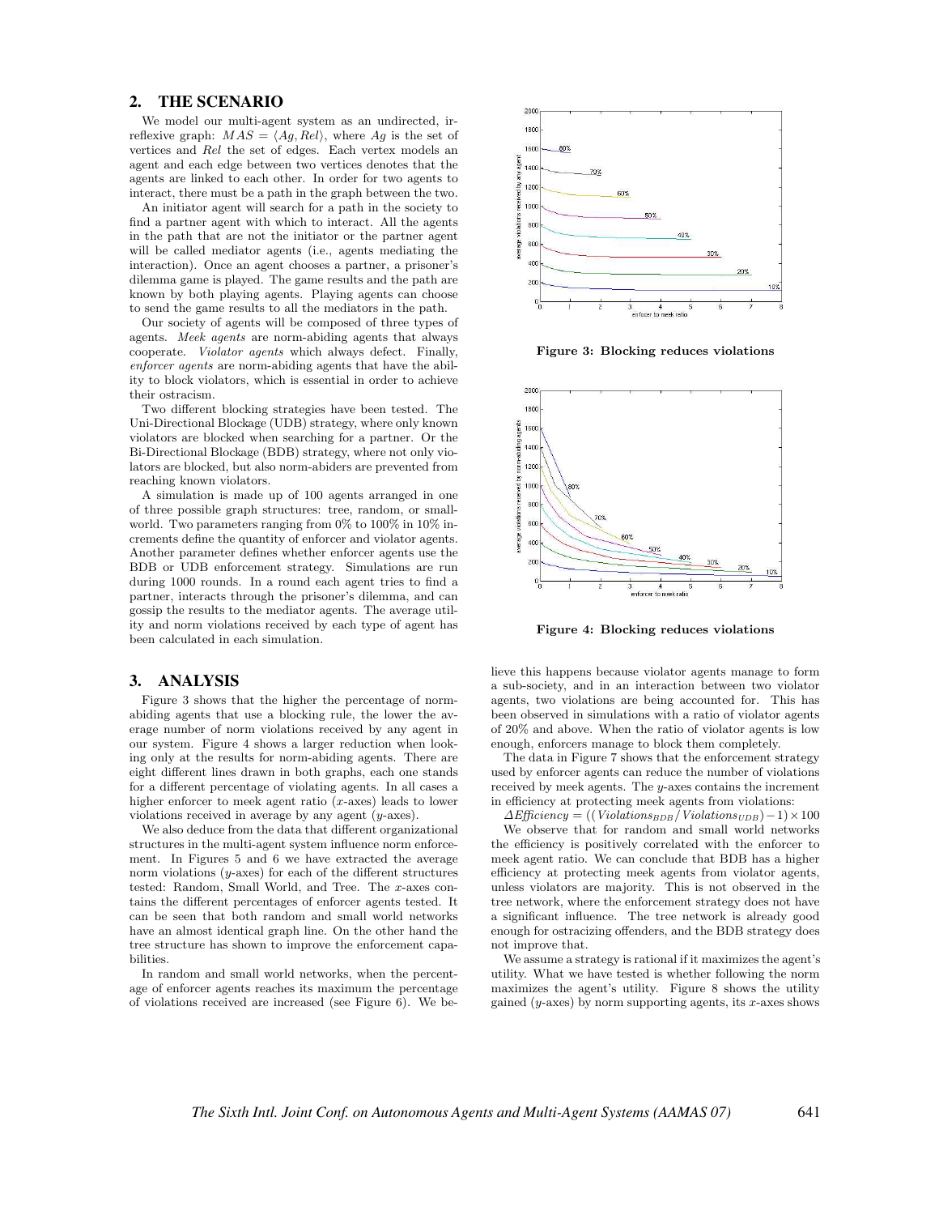## 2. THE SCENARIO

We model our multi-agent system as an undirected, irreflexive graph: $MAS = \langle Ag, Rel \rangle$, where $Ag$ is the set of vertices and $Rel$ the set of edges. Each vertex models an agent and each edge between two vertices denotes that the agents are linked to each other. In order for two agents to interact, there must be a path in the graph between the two.

An initiator agent will search for a path in the society to find a partner agent with which to interact. All the agents in the path that are not the initiator or the partner agent will be called mediator agents (i.e., agents mediating the interaction). Once an agent chooses a partner, a prisoner's dilemma game is played. The game results and the path are known by both playing agents. Playing agents can choose to send the game results to all the mediators in the path.

Our society of agents will be composed of three types of agents. *Meek agents* are norm-abiding agents that always cooperate. *Violator agents* which always defect. Finally, *enforcer agents* are norm-abiding agents that have the ability to block violators, which is essential in order to achieve their ostracism.

Two different blocking strategies have been tested. The Uni-Directional Blockage (UDB) strategy, where only known violators are blocked when searching for a partner. Or the Bi-Directional Blockage (BDB) strategy, where not only violators are blocked, but also norm-abiders are prevented from reaching known violators.

A simulation is made up of 100 agents arranged in one of three possible graph structures: tree, random, or small-world. Two parameters ranging from 0% to 100% in 10% increments define the quantity of enforcer and violator agents. Another parameter defines whether enforcer agents use the BDB or UDB enforcement strategy. Simulations are run during 1000 rounds. In a round each agent tries to find a partner, interacts through the prisoner's dilemma, and can gossip the results to the mediator agents. The average utility and norm violations received by each type of agent has been calculated in each simulation.

## 3. ANALYSIS

Figure 3 shows that the higher the percentage of norm-abiding agents that use a blocking rule, the lower the average number of norm violations received by any agent in our system. Figure 4 shows a larger reduction when looking only at the results for norm-abiding agents. There are eight different lines drawn in both graphs, each one stands for a different percentage of violating agents. In all cases a higher enforcer to meek agent ratio ($x$-axes) leads to lower violations received in average by any agent ($y$-axes).

We also deduce from the data that different organizational structures in the multi-agent system influence norm enforcement. In Figures 5 and 6 we have extracted the average norm violations ($y$-axes) for each of the different structures tested: Random, Small World, and Tree. The $x$-axes contains the different percentages of enforcer agents tested. It can be seen that both random and small world networks have an almost identical graph line. On the other hand the tree structure has shown to improve the enforcement capabilities.

In random and small world networks, when the percentage of enforcer agents reaches its maximum the percentage of violations received are increased (see Figure 6). We believe this happens because violator agents manage to form a sub-society, and in an interaction between two violator agents, two violations are being accounted for. This has been observed in simulations with a ratio of violator agents of 20% and above. When the ratio of violator agents is low enough, enforcers manage to block them completely.

**Figure 3: Blocking reduces violations**

**Figure 4: Blocking reduces violations**

The data in Figure 7 shows that the enforcement strategy used by enforcer agents can reduce the number of violations received by meek agents. The $y$-axes contains the increment in efficiency at protecting meek agents from violations:

$\Delta Efficiency = ((Violations_{BDB}/Violations_{UDB}) - 1) \times 100$

We observe that for random and small world networks the efficiency is positively correlated with the enforcer to meek agent ratio. We can conclude that BDB has a higher efficiency at protecting meek agents from violator agents, unless violators are majority. This is not observed in the tree network, where the enforcement strategy does not have a significant influence. The tree network is already good enough for ostracizing offenders, and the BDB strategy does not improve that.

We assume a strategy is rational if it maximizes the agent's utility. What we have tested is whether following the norm maximizes the agent's utility. Figure 8 shows the utility gained ($y$-axes) by norm supporting agents, its $x$-axes shows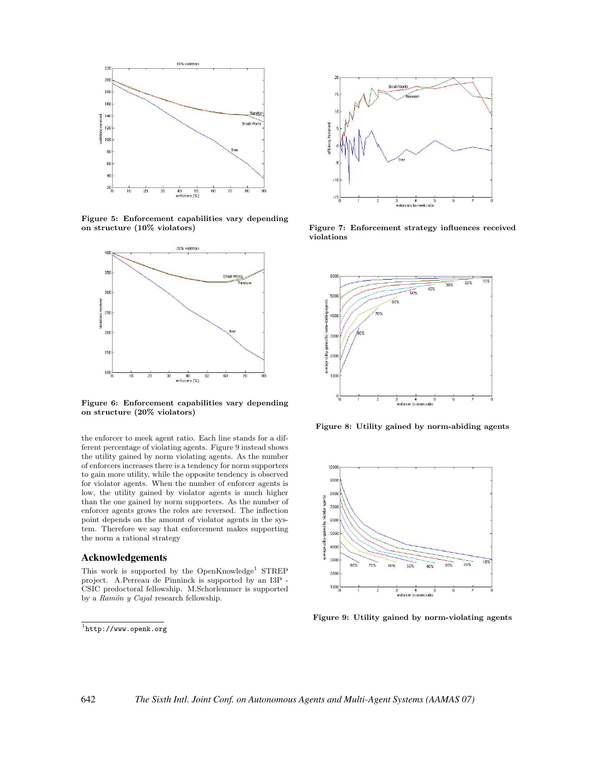10% violators

220
200
180
160
140
120
100
80
60
40
20

violations received

0 10 20 30 40 50 60 70 80 90

enforcers (%)

Random
Small-World
Tree

**Figure 5: Enforcement capabilities vary depending on structure (10% violators)**

20% violators

400
350
300
250
200
150
100

violations received

0 10 20 30 40 50 60 70 80

enforcers (%)

Small-World
Random
Tree

**Figure 6: Enforcement capabilities vary depending on structure (20% violators)**

the enforcer to meek agent ratio. Each line stands for a different percentage of violating agents. Figure 9 instead shows the utility gained by norm violating agents. As the number of enforcers increases there is a tendency for norm supporters to gain more utility, while the opposite tendency is observed for violator agents. When the number of enforcer agents is low, the utility gained by violator agents is much higher than the one gained by norm supporters. As the number of enforcer agents grows the roles are reversed. The inflection point depends on the amount of violator agents in the system. Therefore we say that enforcement makes supporting the norm a rational strategy

## Acknowledgements

This work is supported by the OpenKnowledge[1] STREP project. A.Perreau de Pinninck is supported by an I3P - CSIC predoctoral fellowship. M.Schorlemmer is supported by a *Ramón y Cajal* research fellowship.

[1] http://www.openk.org

20
15
10
5
0
-5
-10
-15

efficiency increment

0 1 2 3 4 5 6 7 8

enforcers to meek ratio

Small-World
Random
Tree

**Figure 7: Enforcement strategy influences received violations**

6000
5000
4000
3000
2000
1000
0

average utility gained by norm-abiding agents

0 1 2 3 4 5 6 7 8

enforcer to meek ratio

10% 20% 30% 40% 50% 60% 70% 80%

**Figure 8: Utility gained by norm-abiding agents**

10000
9000
8000
7000
6000
5000
4000
3000
2000
1000

average utility gained by violator agents

0 1 2 3 4 5 6 7 8

enforcer to meek ratio

80% 70% 60% 50% 40% 30% 20% 10%

**Figure 9: Utility gained by norm-violating agents**